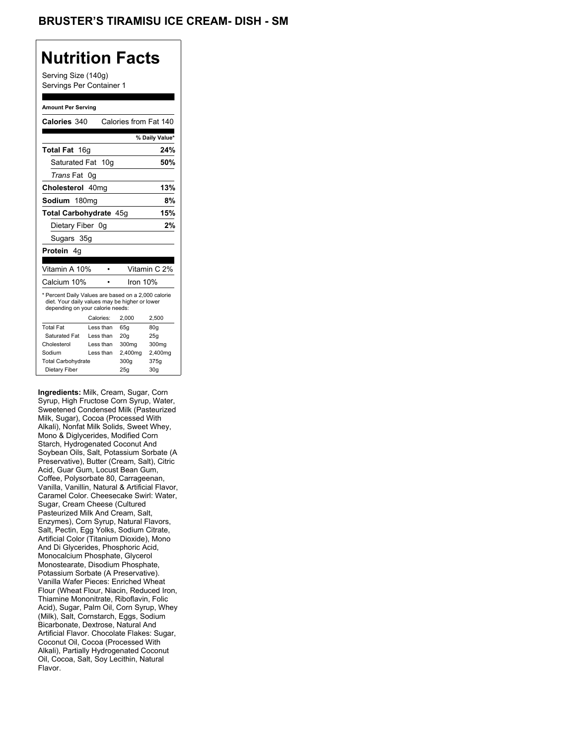## BRUSTER'S TIRAMISU ICE CREAM- DISH - SM

# Nutrition Facts

Serving Size (140g)
Servings Per Container 1

**Amount Per Serving**

**Calories** 340 Calories from Fat 140

| | % Daily Value* |
|---|---|
| **Total Fat** 16g | **24%** |
| Saturated Fat 10g | **50%** |
| *Trans* Fat 0g | |
| **Cholesterol** 40mg | **13%** |
| **Sodium** 180mg | **8%** |
| **Total Carbohydrate** 45g | **15%** |
| Dietary Fiber 0g | **2%** |
| Sugars 35g | |
| **Protein** 4g | |

| | | |
|---|---|---|
| Vitamin A 10% | • | Vitamin C 2% |
| Calcium 10% | • | Iron 10% |

* Percent Daily Values are based on a 2,000 calorie diet. Your daily values may be higher or lower depending on your calorie needs:

| | Calories: | 2,000 | 2,500 |
|---|---|---|---|
| Total Fat | Less than | 65g | 80g |
| Saturated Fat | Less than | 20g | 25g |
| Cholesterol | Less than | 300mg | 300mg |
| Sodium | Less than | 2,400mg | 2,400mg |
| Total Carbohydrate | | 300g | 375g |
| Dietary Fiber | | 25g | 30g |

**Ingredients:** Milk, Cream, Sugar, Corn Syrup, High Fructose Corn Syrup, Water, Sweetened Condensed Milk (Pasteurized Milk, Sugar), Cocoa (Processed With Alkali), Nonfat Milk Solids, Sweet Whey, Mono & Diglycerides, Modified Corn Starch, Hydrogenated Coconut And Soybean Oils, Salt, Potassium Sorbate (A Preservative), Butter (Cream, Salt), Citric Acid, Guar Gum, Locust Bean Gum, Coffee, Polysorbate 80, Carrageenan, Vanilla, Vanillin, Natural & Artificial Flavor, Caramel Color. Cheesecake Swirl: Water, Sugar, Cream Cheese (Cultured Pasteurized Milk And Cream, Salt, Enzymes), Corn Syrup, Natural Flavors, Salt, Pectin, Egg Yolks, Sodium Citrate, Artificial Color (Titanium Dioxide), Mono And Di Glycerides, Phosphoric Acid, Monocalcium Phosphate, Glycerol Monostearate, Disodium Phosphate, Potassium Sorbate (A Preservative). Vanilla Wafer Pieces: Enriched Wheat Flour (Wheat Flour, Niacin, Reduced Iron, Thiamine Mononitrate, Riboflavin, Folic Acid), Sugar, Palm Oil, Corn Syrup, Whey (Milk), Salt, Cornstarch, Eggs, Sodium Bicarbonate, Dextrose, Natural And Artificial Flavor. Chocolate Flakes: Sugar, Coconut Oil, Cocoa (Processed With Alkali), Partially Hydrogenated Coconut Oil, Cocoa, Salt, Soy Lecithin, Natural Flavor.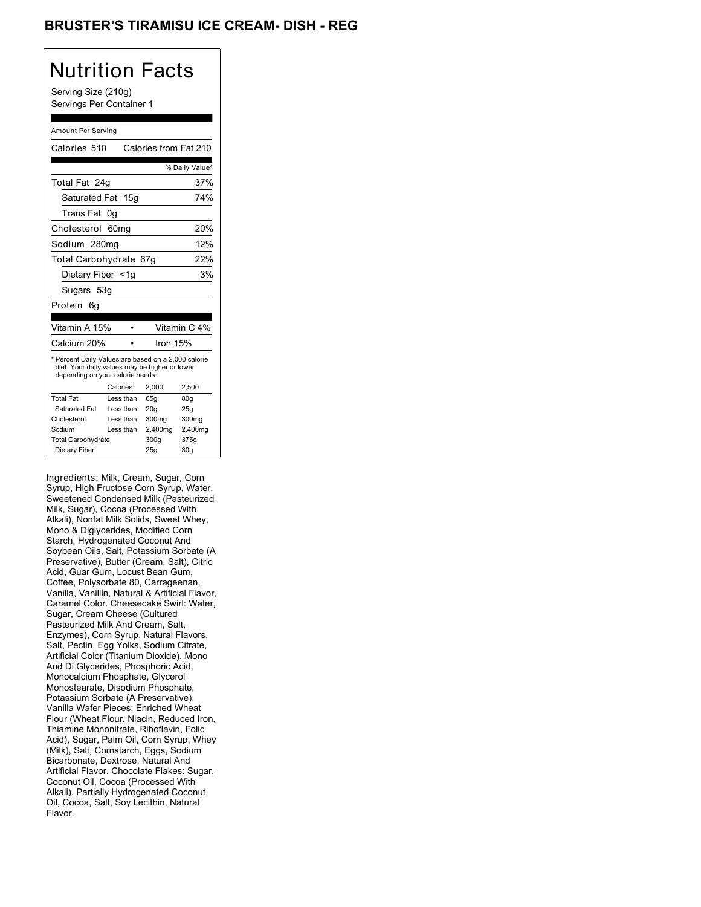## BRUSTER'S TIRAMISU ICE CREAM- DISH - REG

# Nutrition Facts

Serving Size (210g)
Servings Per Container 1

Amount Per Serving

| | |
|---|---|
| Calories 510 | Calories from Fat 210 |
| | % Daily Value* |
| Total Fat 24g | 37% |
| Saturated Fat 15g | 74% |
| Trans Fat 0g | |
| Cholesterol 60mg | 20% |
| Sodium 280mg | 12% |
| Total Carbohydrate 67g | 22% |
| Dietary Fiber <1g | 3% |
| Sugars 53g | |
| Protein 6g | |

| | |
|---|---|
| Vitamin A 15% | Vitamin C 4% |
| Calcium 20% | Iron 15% |

* Percent Daily Values are based on a 2,000 calorie diet. Your daily values may be higher or lower depending on your calorie needs:

| | Calories: | 2,000 | 2,500 |
|---|---|---|---|
| Total Fat | Less than | 65g | 80g |
| Saturated Fat | Less than | 20g | 25g |
| Cholesterol | Less than | 300mg | 300mg |
| Sodium | Less than | 2,400mg | 2,400mg |
| Total Carbohydrate | | 300g | 375g |
| Dietary Fiber | | 25g | 30g |

Ingredients: Milk, Cream, Sugar, Corn Syrup, High Fructose Corn Syrup, Water, Sweetened Condensed Milk (Pasteurized Milk, Sugar), Cocoa (Processed With Alkali), Nonfat Milk Solids, Sweet Whey, Mono & Diglycerides, Modified Corn Starch, Hydrogenated Coconut And Soybean Oils, Salt, Potassium Sorbate (A Preservative), Butter (Cream, Salt), Citric Acid, Guar Gum, Locust Bean Gum, Coffee, Polysorbate 80, Carrageenan, Vanilla, Vanillin, Natural & Artificial Flavor, Caramel Color. Cheesecake Swirl: Water, Sugar, Cream Cheese (Cultured Pasteurized Milk And Cream, Salt, Enzymes), Corn Syrup, Natural Flavors, Salt, Pectin, Egg Yolks, Sodium Citrate, Artificial Color (Titanium Dioxide), Mono And Di Glycerides, Phosphoric Acid, Monocalcium Phosphate, Glycerol Monostearate, Disodium Phosphate, Potassium Sorbate (A Preservative). Vanilla Wafer Pieces: Enriched Wheat Flour (Wheat Flour, Niacin, Reduced Iron, Thiamine Mononitrate, Riboflavin, Folic Acid), Sugar, Palm Oil, Corn Syrup, Whey (Milk), Salt, Cornstarch, Eggs, Sodium Bicarbonate, Dextrose, Natural And Artificial Flavor. Chocolate Flakes: Sugar, Coconut Oil, Cocoa (Processed With Alkali), Partially Hydrogenated Coconut Oil, Cocoa, Salt, Soy Lecithin, Natural Flavor.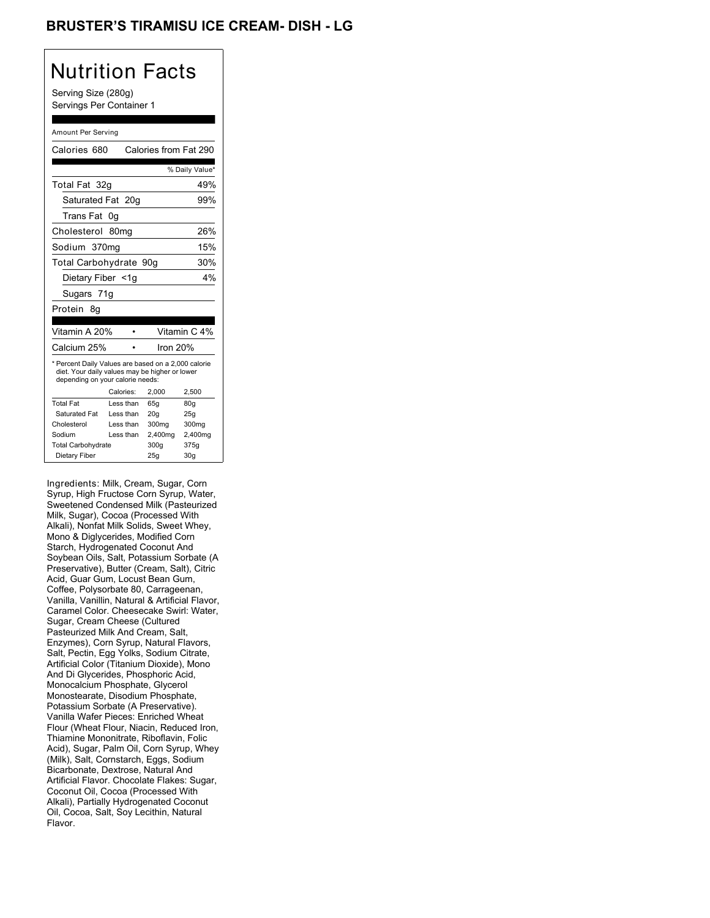# BRUSTER'S TIRAMISU ICE CREAM- DISH - LG

## Nutrition Facts

Serving Size (280g)
Servings Per Container 1

Amount Per Serving

| | |
|---|---|
| Calories 680 | Calories from Fat 290 |
| | % Daily Value* |
| Total Fat 32g | 49% |
| Saturated Fat 20g | 99% |
| Trans Fat 0g | |
| Cholesterol 80mg | 26% |
| Sodium 370mg | 15% |
| Total Carbohydrate 90g | 30% |
| Dietary Fiber <1g | 4% |
| Sugars 71g | |
| Protein 8g | |

| | |
|---|---|
| Vitamin A 20% | Vitamin C 4% |
| Calcium 25% | Iron 20% |

* Percent Daily Values are based on a 2,000 calorie diet. Your daily values may be higher or lower depending on your calorie needs:

| | Calories: | 2,000 | 2,500 |
|---|---|---|---|
| Total Fat | Less than | 65g | 80g |
| Saturated Fat | Less than | 20g | 25g |
| Cholesterol | Less than | 300mg | 300mg |
| Sodium | Less than | 2,400mg | 2,400mg |
| Total Carbohydrate | | 300g | 375g |
| Dietary Fiber | | 25g | 30g |

Ingredients: Milk, Cream, Sugar, Corn Syrup, High Fructose Corn Syrup, Water, Sweetened Condensed Milk (Pasteurized Milk, Sugar), Cocoa (Processed With Alkali), Nonfat Milk Solids, Sweet Whey, Mono & Diglycerides, Modified Corn Starch, Hydrogenated Coconut And Soybean Oils, Salt, Potassium Sorbate (A Preservative), Butter (Cream, Salt), Citric Acid, Guar Gum, Locust Bean Gum, Coffee, Polysorbate 80, Carrageenan, Vanilla, Vanillin, Natural & Artificial Flavor, Caramel Color. Cheesecake Swirl: Water, Sugar, Cream Cheese (Cultured Pasteurized Milk And Cream, Salt, Enzymes), Corn Syrup, Natural Flavors, Salt, Pectin, Egg Yolks, Sodium Citrate, Artificial Color (Titanium Dioxide), Mono And Di Glycerides, Phosphoric Acid, Monocalcium Phosphate, Glycerol Monostearate, Disodium Phosphate, Potassium Sorbate (A Preservative). Vanilla Wafer Pieces: Enriched Wheat Flour (Wheat Flour, Niacin, Reduced Iron, Thiamine Mononitrate, Riboflavin, Folic Acid), Sugar, Palm Oil, Corn Syrup, Whey (Milk), Salt, Cornstarch, Eggs, Sodium Bicarbonate, Dextrose, Natural And Artificial Flavor. Chocolate Flakes: Sugar, Coconut Oil, Cocoa (Processed With Alkali), Partially Hydrogenated Coconut Oil, Cocoa, Salt, Soy Lecithin, Natural Flavor.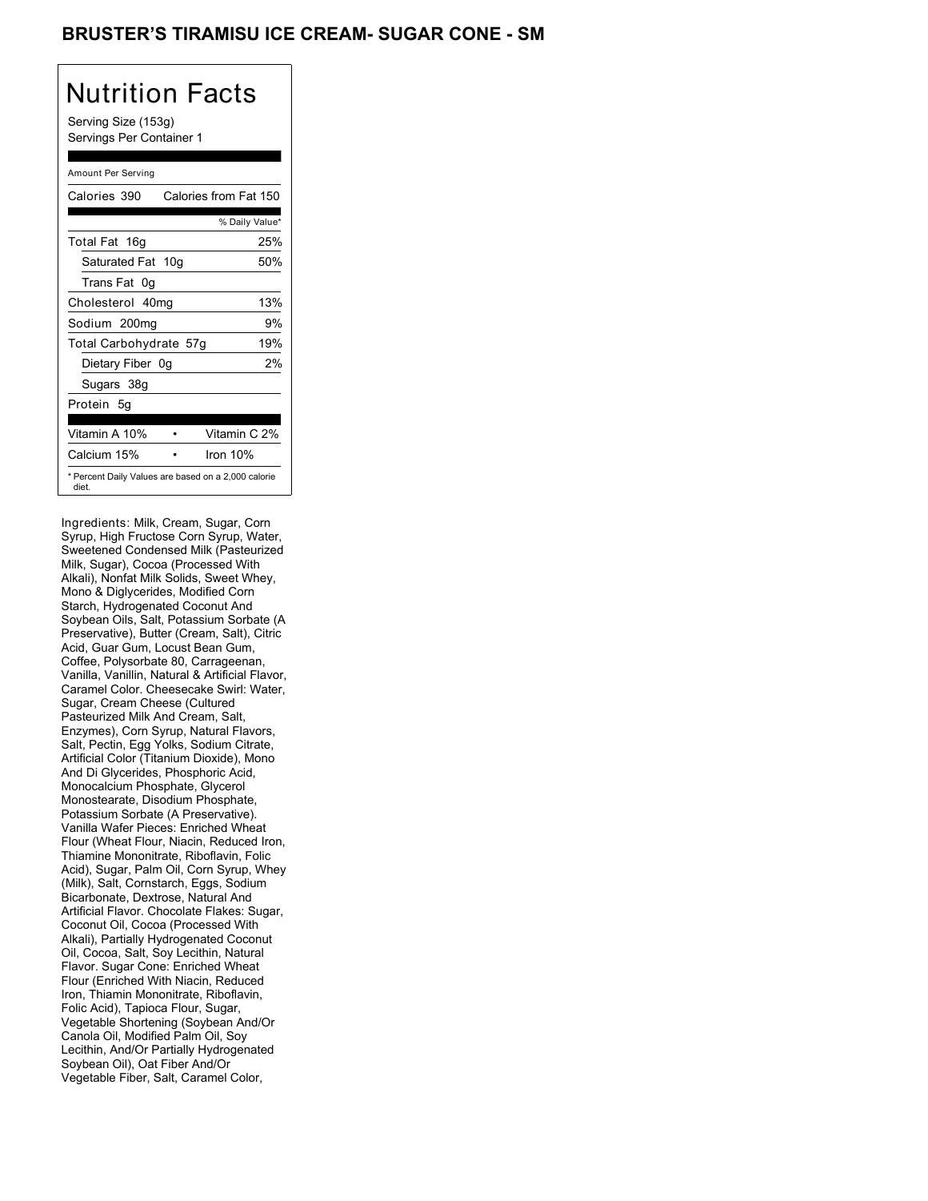# BRUSTER'S TIRAMISU ICE CREAM- SUGAR CONE - SM

## Nutrition Facts

Serving Size (153g)
Servings Per Container 1

| | |
|---|---|
| Amount Per Serving | |
| Calories 390 | Calories from Fat 150 |
| | % Daily Value* |
| Total Fat 16g | 25% |
| Saturated Fat 10g | 50% |
| Trans Fat 0g | |
| Cholesterol 40mg | 13% |
| Sodium 200mg | 9% |
| Total Carbohydrate 57g | 19% |
| Dietary Fiber 0g | 2% |
| Sugars 38g | |
| Protein 5g | |
| Vitamin A 10% • | Vitamin C 2% |
| Calcium 15% • | Iron 10% |

* Percent Daily Values are based on a 2,000 calorie diet.

Ingredients: Milk, Cream, Sugar, Corn Syrup, High Fructose Corn Syrup, Water, Sweetened Condensed Milk (Pasteurized Milk, Sugar), Cocoa (Processed With Alkali), Nonfat Milk Solids, Sweet Whey, Mono & Diglycerides, Modified Corn Starch, Hydrogenated Coconut And Soybean Oils, Salt, Potassium Sorbate (A Preservative), Butter (Cream, Salt), Citric Acid, Guar Gum, Locust Bean Gum, Coffee, Polysorbate 80, Carrageenan, Vanilla, Vanillin, Natural & Artificial Flavor, Caramel Color. Cheesecake Swirl: Water, Sugar, Cream Cheese (Cultured Pasteurized Milk And Cream, Salt, Enzymes), Corn Syrup, Natural Flavors, Salt, Pectin, Egg Yolks, Sodium Citrate, Artificial Color (Titanium Dioxide), Mono And Di Glycerides, Phosphoric Acid, Monocalcium Phosphate, Glycerol Monostearate, Disodium Phosphate, Potassium Sorbate (A Preservative). Vanilla Wafer Pieces: Enriched Wheat Flour (Wheat Flour, Niacin, Reduced Iron, Thiamine Mononitrate, Riboflavin, Folic Acid), Sugar, Palm Oil, Corn Syrup, Whey (Milk), Salt, Cornstarch, Eggs, Sodium Bicarbonate, Dextrose, Natural And Artificial Flavor. Chocolate Flakes: Sugar, Coconut Oil, Cocoa (Processed With Alkali), Partially Hydrogenated Coconut Oil, Cocoa, Salt, Soy Lecithin, Natural Flavor. Sugar Cone: Enriched Wheat Flour (Enriched With Niacin, Reduced Iron, Thiamin Mononitrate, Riboflavin, Folic Acid), Tapioca Flour, Sugar, Vegetable Shortening (Soybean And/Or Canola Oil, Modified Palm Oil, Soy Lecithin, And/Or Partially Hydrogenated Soybean Oil), Oat Fiber And/Or Vegetable Fiber, Salt, Caramel Color,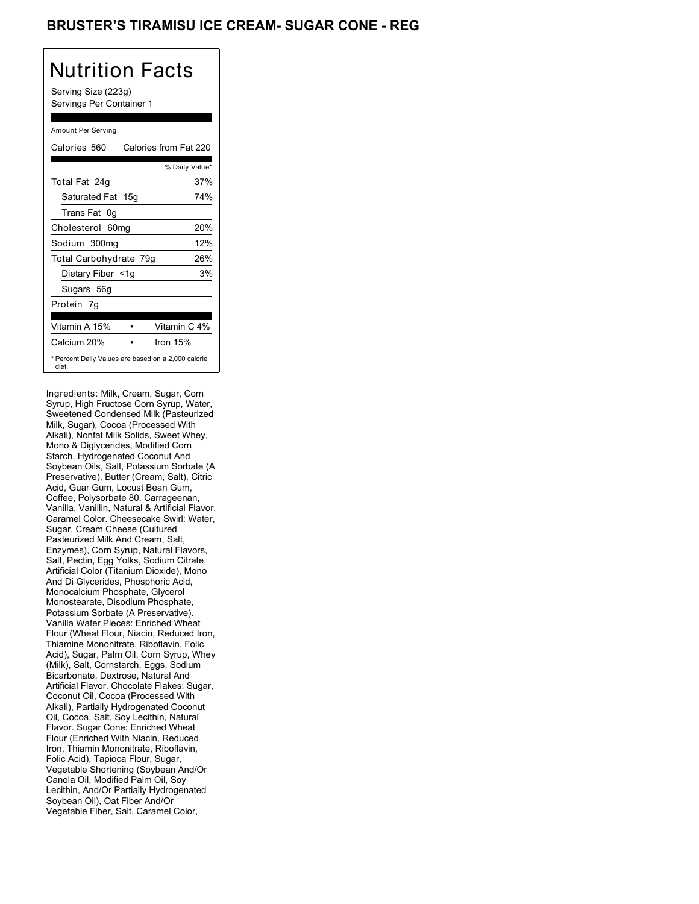# BRUSTER'S TIRAMISU ICE CREAM- SUGAR CONE - REG

## Nutrition Facts

Serving Size (223g)
Servings Per Container 1

Amount Per Serving

| | |
|---|---|
| Calories 560 | Calories from Fat 220 |
| | % Daily Value* |
| Total Fat 24g | 37% |
| Saturated Fat 15g | 74% |
| Trans Fat 0g | |
| Cholesterol 60mg | 20% |
| Sodium 300mg | 12% |
| Total Carbohydrate 79g | 26% |
| Dietary Fiber <1g | 3% |
| Sugars 56g | |
| Protein 7g | |
| Vitamin A 15% | Vitamin C 4% |
| Calcium 20% | Iron 15% |

* Percent Daily Values are based on a 2,000 calorie diet.

Ingredients: Milk, Cream, Sugar, Corn Syrup, High Fructose Corn Syrup, Water, Sweetened Condensed Milk (Pasteurized Milk, Sugar), Cocoa (Processed With Alkali), Nonfat Milk Solids, Sweet Whey, Mono & Diglycerides, Modified Corn Starch, Hydrogenated Coconut And Soybean Oils, Salt, Potassium Sorbate (A Preservative), Butter (Cream, Salt), Citric Acid, Guar Gum, Locust Bean Gum, Coffee, Polysorbate 80, Carrageenan, Vanilla, Vanillin, Natural & Artificial Flavor, Caramel Color. Cheesecake Swirl: Water, Sugar, Cream Cheese (Cultured Pasteurized Milk And Cream, Salt, Enzymes), Corn Syrup, Natural Flavors, Salt, Pectin, Egg Yolks, Sodium Citrate, Artificial Color (Titanium Dioxide), Mono And Di Glycerides, Phosphoric Acid, Monocalcium Phosphate, Glycerol Monostearate, Disodium Phosphate, Potassium Sorbate (A Preservative). Vanilla Wafer Pieces: Enriched Wheat Flour (Wheat Flour, Niacin, Reduced Iron, Thiamine Mononitrate, Riboflavin, Folic Acid), Sugar, Palm Oil, Corn Syrup, Whey (Milk), Salt, Cornstarch, Eggs, Sodium Bicarbonate, Dextrose, Natural And Artificial Flavor. Chocolate Flakes: Sugar, Coconut Oil, Cocoa (Processed With Alkali), Partially Hydrogenated Coconut Oil, Cocoa, Salt, Soy Lecithin, Natural Flavor. Sugar Cone: Enriched Wheat Flour (Enriched With Niacin, Reduced Iron, Thiamin Mononitrate, Riboflavin, Folic Acid), Tapioca Flour, Sugar, Vegetable Shortening (Soybean And/Or Canola Oil, Modified Palm Oil, Soy Lecithin, And/Or Partially Hydrogenated Soybean Oil), Oat Fiber And/Or Vegetable Fiber, Salt, Caramel Color,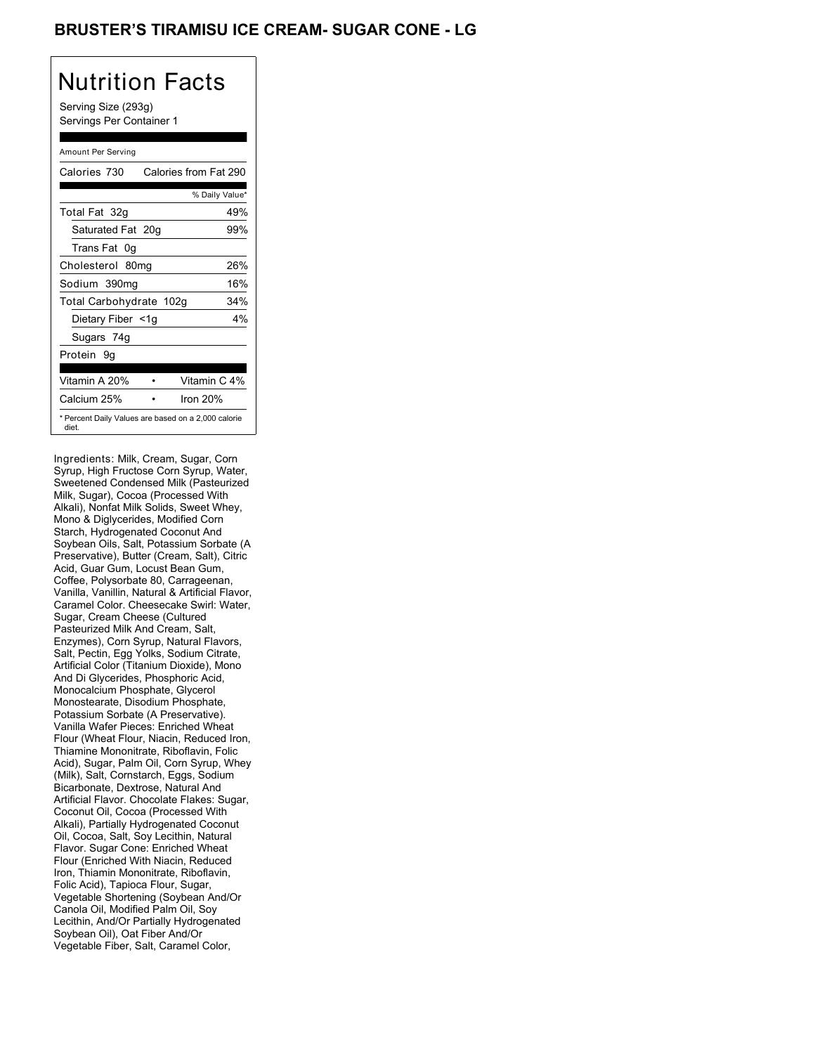# BRUSTER'S TIRAMISU ICE CREAM- SUGAR CONE - LG

## Nutrition Facts

Serving Size (293g)
Servings Per Container 1

| | |
|---|---|
| Amount Per Serving | |
| Calories 730 | Calories from Fat 290 |
| | % Daily Value* |
| Total Fat 32g | 49% |
| Saturated Fat 20g | 99% |
| Trans Fat 0g | |
| Cholesterol 80mg | 26% |
| Sodium 390mg | 16% |
| Total Carbohydrate 102g | 34% |
| Dietary Fiber <1g | 4% |
| Sugars 74g | |
| Protein 9g | |
| Vitamin A 20% • | Vitamin C 4% |
| Calcium 25% • | Iron 20% |

* Percent Daily Values are based on a 2,000 calorie diet.

Ingredients: Milk, Cream, Sugar, Corn Syrup, High Fructose Corn Syrup, Water, Sweetened Condensed Milk (Pasteurized Milk, Sugar), Cocoa (Processed With Alkali), Nonfat Milk Solids, Sweet Whey, Mono & Diglycerides, Modified Corn Starch, Hydrogenated Coconut And Soybean Oils, Salt, Potassium Sorbate (A Preservative), Butter (Cream, Salt), Citric Acid, Guar Gum, Locust Bean Gum, Coffee, Polysorbate 80, Carrageenan, Vanilla, Vanillin, Natural & Artificial Flavor, Caramel Color. Cheesecake Swirl: Water, Sugar, Cream Cheese (Cultured Pasteurized Milk And Cream, Salt, Enzymes), Corn Syrup, Natural Flavors, Salt, Pectin, Egg Yolks, Sodium Citrate, Artificial Color (Titanium Dioxide), Mono And Di Glycerides, Phosphoric Acid, Monocalcium Phosphate, Glycerol Monostearate, Disodium Phosphate, Potassium Sorbate (A Preservative). Vanilla Wafer Pieces: Enriched Wheat Flour (Wheat Flour, Niacin, Reduced Iron, Thiamine Mononitrate, Riboflavin, Folic Acid), Sugar, Palm Oil, Corn Syrup, Whey (Milk), Salt, Cornstarch, Eggs, Sodium Bicarbonate, Dextrose, Natural And Artificial Flavor. Chocolate Flakes: Sugar, Coconut Oil, Cocoa (Processed With Alkali), Partially Hydrogenated Coconut Oil, Cocoa, Salt, Soy Lecithin, Natural Flavor. Sugar Cone: Enriched Wheat Flour (Enriched With Niacin, Reduced Iron, Thiamin Mononitrate, Riboflavin, Folic Acid), Tapioca Flour, Sugar, Vegetable Shortening (Soybean And/Or Canola Oil, Modified Palm Oil, Soy Lecithin, And/Or Partially Hydrogenated Soybean Oil), Oat Fiber And/Or Vegetable Fiber, Salt, Caramel Color,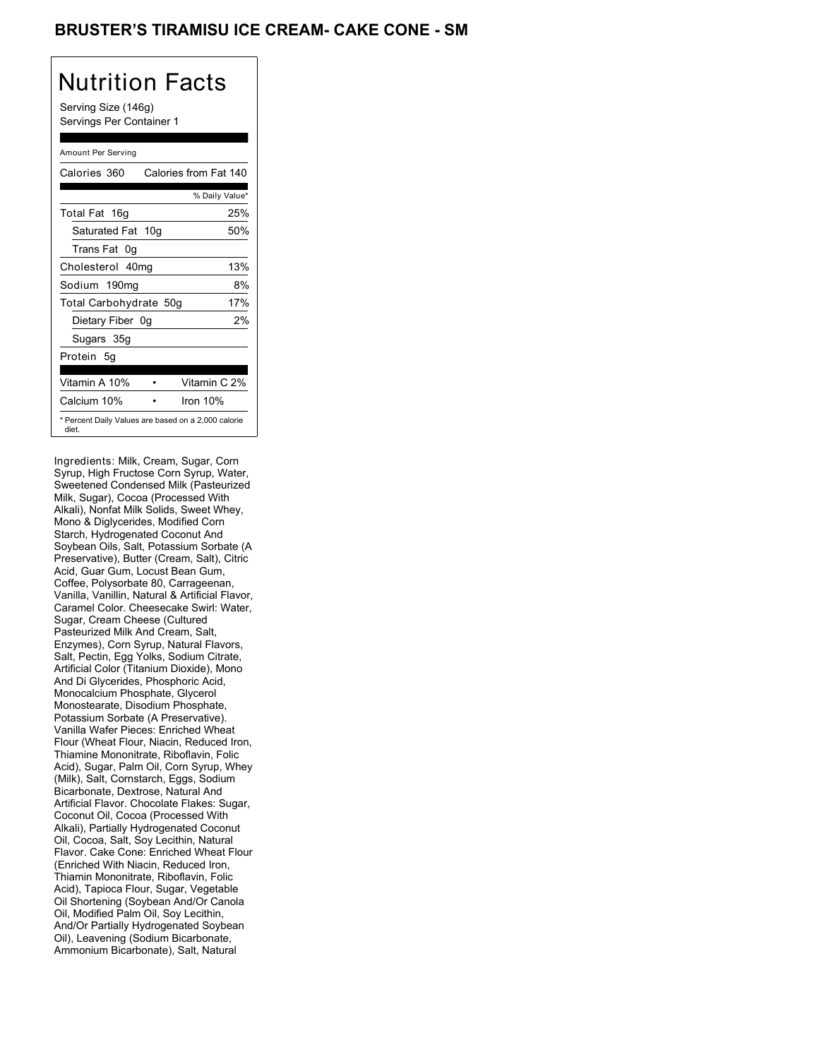## BRUSTER'S TIRAMISU ICE CREAM- CAKE CONE - SM

# Nutrition Facts

Serving Size (146g)
Servings Per Container 1

Amount Per Serving

| | |
|---|---|
| Calories 360 | Calories from Fat 140 |
| | % Daily Value* |
| Total Fat 16g | 25% |
| Saturated Fat 10g | 50% |
| Trans Fat 0g | |
| Cholesterol 40mg | 13% |
| Sodium 190mg | 8% |
| Total Carbohydrate 50g | 17% |
| Dietary Fiber 0g | 2% |
| Sugars 35g | |
| Protein 5g | |
| Vitamin A 10% • | Vitamin C 2% |
| Calcium 10% • | Iron 10% |

* Percent Daily Values are based on a 2,000 calorie diet.

Ingredients: Milk, Cream, Sugar, Corn Syrup, High Fructose Corn Syrup, Water, Sweetened Condensed Milk (Pasteurized Milk, Sugar), Cocoa (Processed With Alkali), Nonfat Milk Solids, Sweet Whey, Mono & Diglycerides, Modified Corn Starch, Hydrogenated Coconut And Soybean Oils, Salt, Potassium Sorbate (A Preservative), Butter (Cream, Salt), Citric Acid, Guar Gum, Locust Bean Gum, Coffee, Polysorbate 80, Carrageenan, Vanilla, Vanillin, Natural & Artificial Flavor, Caramel Color. Cheesecake Swirl: Water, Sugar, Cream Cheese (Cultured Pasteurized Milk And Cream, Salt, Enzymes), Corn Syrup, Natural Flavors, Salt, Pectin, Egg Yolks, Sodium Citrate, Artificial Color (Titanium Dioxide), Mono And Di Glycerides, Phosphoric Acid, Monocalcium Phosphate, Glycerol Monostearate, Disodium Phosphate, Potassium Sorbate (A Preservative). Vanilla Wafer Pieces: Enriched Wheat Flour (Wheat Flour, Niacin, Reduced Iron, Thiamine Mononitrate, Riboflavin, Folic Acid), Sugar, Palm Oil, Corn Syrup, Whey (Milk), Salt, Cornstarch, Eggs, Sodium Bicarbonate, Dextrose, Natural And Artificial Flavor. Chocolate Flakes: Sugar, Coconut Oil, Cocoa (Processed With Alkali), Partially Hydrogenated Coconut Oil, Cocoa, Salt, Soy Lecithin, Natural Flavor. Cake Cone: Enriched Wheat Flour (Enriched With Niacin, Reduced Iron, Thiamin Mononitrate, Riboflavin, Folic Acid), Tapioca Flour, Sugar, Vegetable Oil Shortening (Soybean And/Or Canola Oil, Modified Palm Oil, Soy Lecithin, And/Or Partially Hydrogenated Soybean Oil), Leavening (Sodium Bicarbonate, Ammonium Bicarbonate), Salt, Natural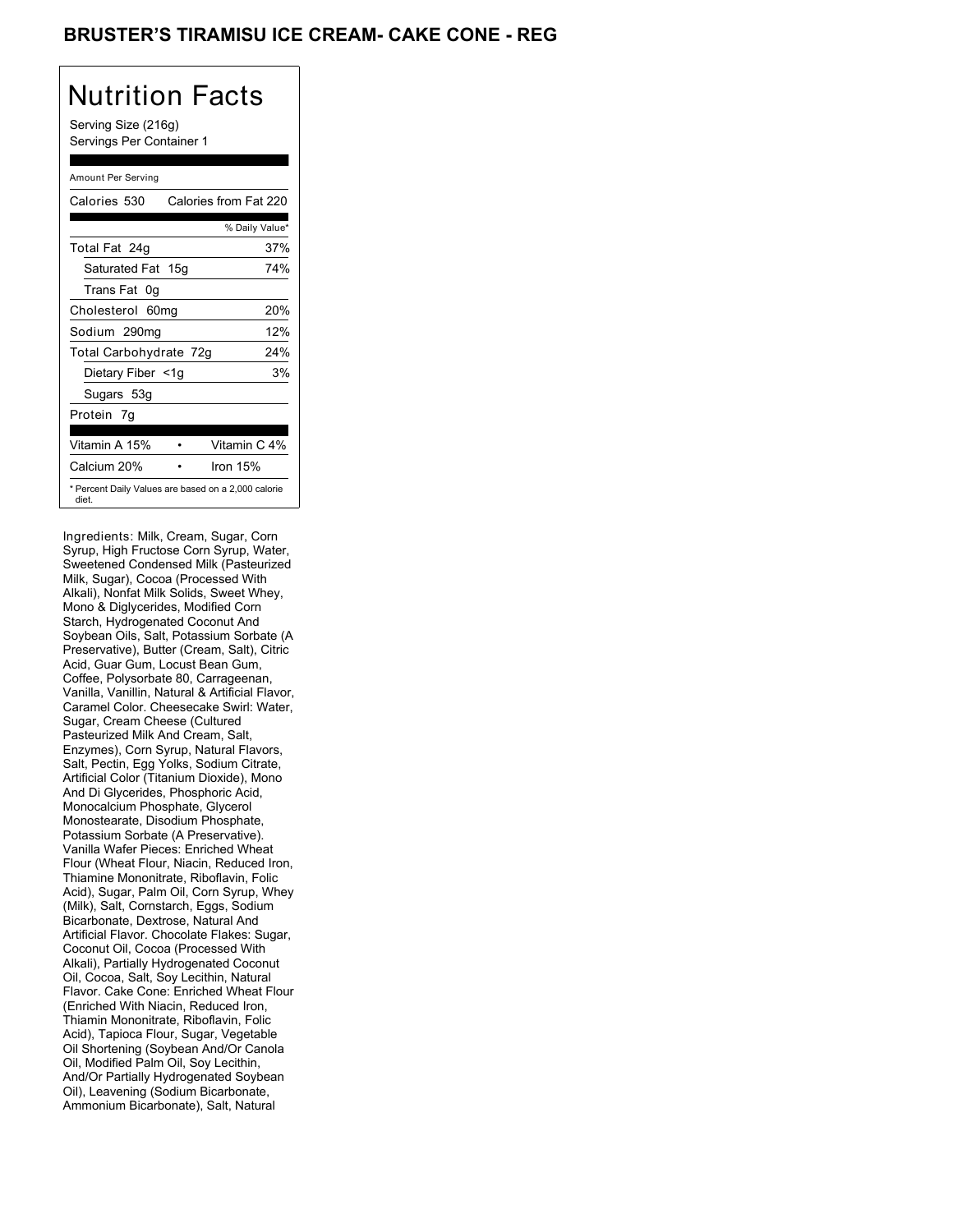# BRUSTER'S TIRAMISU ICE CREAM- CAKE CONE - REG

## Nutrition Facts

Serving Size (216g)
Servings Per Container 1

| Amount Per Serving | |
|---|---|
| Calories 530 | Calories from Fat 220 |
| | % Daily Value* |
| Total Fat 24g | 37% |
| Saturated Fat 15g | 74% |
| Trans Fat 0g | |
| Cholesterol 60mg | 20% |
| Sodium 290mg | 12% |
| Total Carbohydrate 72g | 24% |
| Dietary Fiber <1g | 3% |
| Sugars 53g | |
| Protein 7g | |
| Vitamin A 15% | Vitamin C 4% |
| Calcium 20% | Iron 15% |

* Percent Daily Values are based on a 2,000 calorie diet.

Ingredients: Milk, Cream, Sugar, Corn Syrup, High Fructose Corn Syrup, Water, Sweetened Condensed Milk (Pasteurized Milk, Sugar), Cocoa (Processed With Alkali), Nonfat Milk Solids, Sweet Whey, Mono & Diglycerides, Modified Corn Starch, Hydrogenated Coconut And Soybean Oils, Salt, Potassium Sorbate (A Preservative), Butter (Cream, Salt), Citric Acid, Guar Gum, Locust Bean Gum, Coffee, Polysorbate 80, Carrageenan, Vanilla, Vanillin, Natural & Artificial Flavor, Caramel Color. Cheesecake Swirl: Water, Sugar, Cream Cheese (Cultured Pasteurized Milk And Cream, Salt, Enzymes), Corn Syrup, Natural Flavors, Salt, Pectin, Egg Yolks, Sodium Citrate, Artificial Color (Titanium Dioxide), Mono And Di Glycerides, Phosphoric Acid, Monocalcium Phosphate, Glycerol Monostearate, Disodium Phosphate, Potassium Sorbate (A Preservative). Vanilla Wafer Pieces: Enriched Wheat Flour (Wheat Flour, Niacin, Reduced Iron, Thiamine Mononitrate, Riboflavin, Folic Acid), Sugar, Palm Oil, Corn Syrup, Whey (Milk), Salt, Cornstarch, Eggs, Sodium Bicarbonate, Dextrose, Natural And Artificial Flavor. Chocolate Flakes: Sugar, Coconut Oil, Cocoa (Processed With Alkali), Partially Hydrogenated Coconut Oil, Cocoa, Salt, Soy Lecithin, Natural Flavor. Cake Cone: Enriched Wheat Flour (Enriched With Niacin, Reduced Iron, Thiamin Mononitrate, Riboflavin, Folic Acid), Tapioca Flour, Sugar, Vegetable Oil Shortening (Soybean And/Or Canola Oil, Modified Palm Oil, Soy Lecithin, And/Or Partially Hydrogenated Soybean Oil), Leavening (Sodium Bicarbonate, Ammonium Bicarbonate), Salt, Natural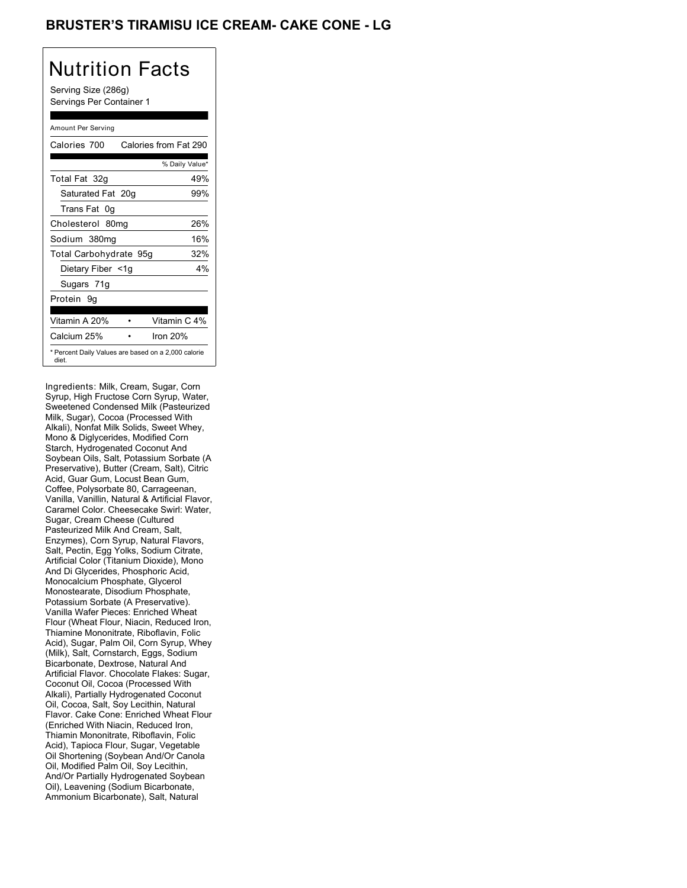## BRUSTER'S TIRAMISU ICE CREAM- CAKE CONE - LG

# Nutrition Facts

Serving Size (286g)
Servings Per Container 1

| | |
|---|---|
| Amount Per Serving | |
| Calories 700 | Calories from Fat 290 |
| | % Daily Value* |
| Total Fat 32g | 49% |
| Saturated Fat 20g | 99% |
| Trans Fat 0g | |
| Cholesterol 80mg | 26% |
| Sodium 380mg | 16% |
| Total Carbohydrate 95g | 32% |
| Dietary Fiber <1g | 4% |
| Sugars 71g | |
| Protein 9g | |
| Vitamin A 20% • | Vitamin C 4% |
| Calcium 25% • | Iron 20% |

* Percent Daily Values are based on a 2,000 calorie diet.

Ingredients: Milk, Cream, Sugar, Corn Syrup, High Fructose Corn Syrup, Water, Sweetened Condensed Milk (Pasteurized Milk, Sugar), Cocoa (Processed With Alkali), Nonfat Milk Solids, Sweet Whey, Mono & Diglycerides, Modified Corn Starch, Hydrogenated Coconut And Soybean Oils, Salt, Potassium Sorbate (A Preservative), Butter (Cream, Salt), Citric Acid, Guar Gum, Locust Bean Gum, Coffee, Polysorbate 80, Carrageenan, Vanilla, Vanillin, Natural & Artificial Flavor, Caramel Color. Cheesecake Swirl: Water, Sugar, Cream Cheese (Cultured Pasteurized Milk And Cream, Salt, Enzymes), Corn Syrup, Natural Flavors, Salt, Pectin, Egg Yolks, Sodium Citrate, Artificial Color (Titanium Dioxide), Mono And Di Glycerides, Phosphoric Acid, Monocalcium Phosphate, Glycerol Monostearate, Disodium Phosphate, Potassium Sorbate (A Preservative). Vanilla Wafer Pieces: Enriched Wheat Flour (Wheat Flour, Niacin, Reduced Iron, Thiamine Mononitrate, Riboflavin, Folic Acid), Sugar, Palm Oil, Corn Syrup, Whey (Milk), Salt, Cornstarch, Eggs, Sodium Bicarbonate, Dextrose, Natural And Artificial Flavor. Chocolate Flakes: Sugar, Coconut Oil, Cocoa (Processed With Alkali), Partially Hydrogenated Coconut Oil, Cocoa, Salt, Soy Lecithin, Natural Flavor. Cake Cone: Enriched Wheat Flour (Enriched With Niacin, Reduced Iron, Thiamin Mononitrate, Riboflavin, Folic Acid), Tapioca Flour, Sugar, Vegetable Oil Shortening (Soybean And/Or Canola Oil, Modified Palm Oil, Soy Lecithin, And/Or Partially Hydrogenated Soybean Oil), Leavening (Sodium Bicarbonate, Ammonium Bicarbonate), Salt, Natural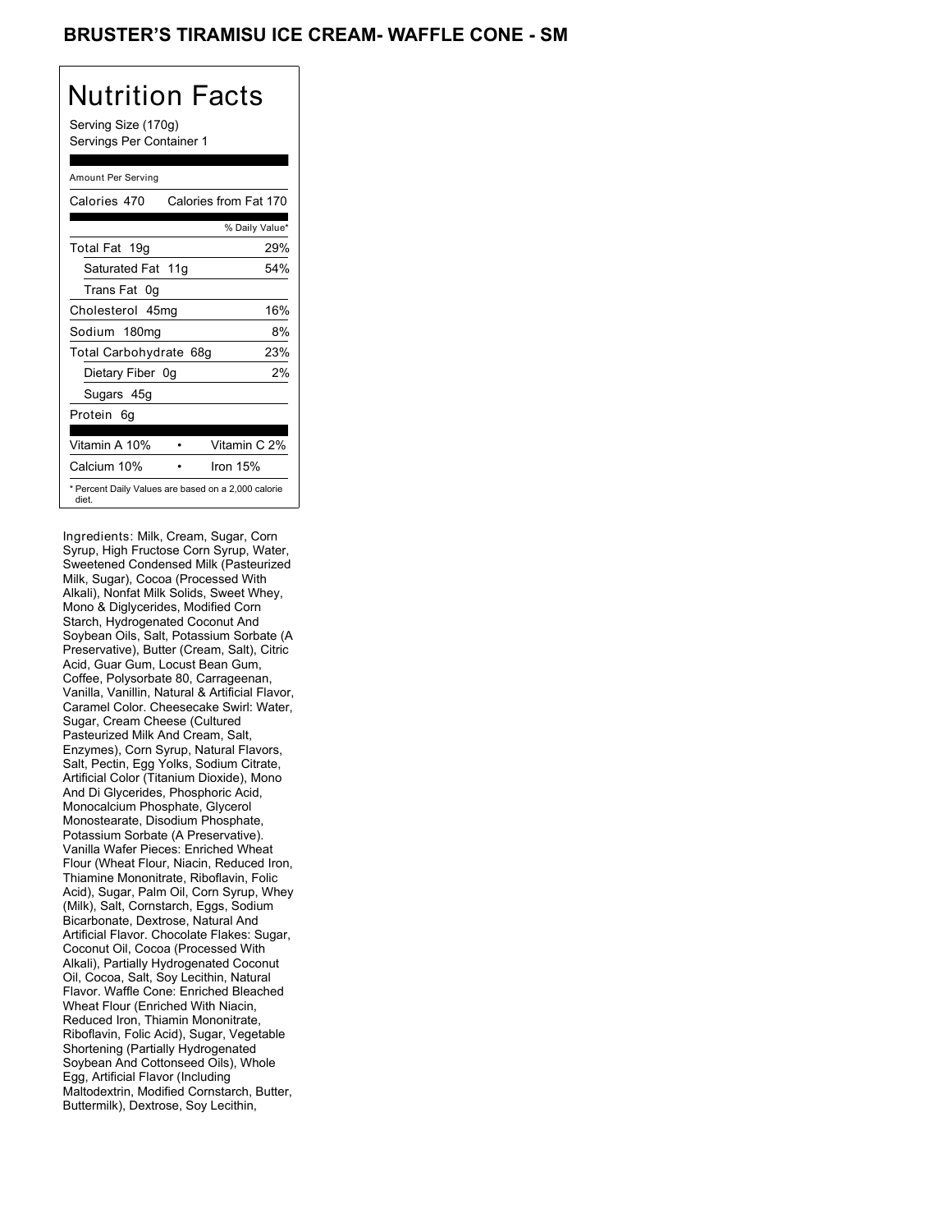## BRUSTER'S TIRAMISU ICE CREAM- WAFFLE CONE - SM

# Nutrition Facts

Serving Size (170g)
Servings Per Container 1

Amount Per Serving

| Calories 470 | Calories from Fat 170 |
|---|---|
| | % Daily Value* |
| Total Fat 19g | 29% |
| Saturated Fat 11g | 54% |
| Trans Fat 0g | |
| Cholesterol 45mg | 16% |
| Sodium 180mg | 8% |
| Total Carbohydrate 68g | 23% |
| Dietary Fiber 0g | 2% |
| Sugars 45g | |
| Protein 6g | |

| Vitamin A 10% | • | Vitamin C 2% |
|---|---|---|
| Calcium 10% | • | Iron 15% |

* Percent Daily Values are based on a 2,000 calorie diet.

Ingredients: Milk, Cream, Sugar, Corn Syrup, High Fructose Corn Syrup, Water, Sweetened Condensed Milk (Pasteurized Milk, Sugar), Cocoa (Processed With Alkali), Nonfat Milk Solids, Sweet Whey, Mono & Diglycerides, Modified Corn Starch, Hydrogenated Coconut And Soybean Oils, Salt, Potassium Sorbate (A Preservative), Butter (Cream, Salt), Citric Acid, Guar Gum, Locust Bean Gum, Coffee, Polysorbate 80, Carrageenan, Vanilla, Vanillin, Natural & Artificial Flavor, Caramel Color. Cheesecake Swirl: Water, Sugar, Cream Cheese (Cultured Pasteurized Milk And Cream, Salt, Enzymes), Corn Syrup, Natural Flavors, Salt, Pectin, Egg Yolks, Sodium Citrate, Artificial Color (Titanium Dioxide), Mono And Di Glycerides, Phosphoric Acid, Monocalcium Phosphate, Glycerol Monostearate, Disodium Phosphate, Potassium Sorbate (A Preservative). Vanilla Wafer Pieces: Enriched Wheat Flour (Wheat Flour, Niacin, Reduced Iron, Thiamine Mononitrate, Riboflavin, Folic Acid), Sugar, Palm Oil, Corn Syrup, Whey (Milk), Salt, Cornstarch, Eggs, Sodium Bicarbonate, Dextrose, Natural And Artificial Flavor. Chocolate Flakes: Sugar, Coconut Oil, Cocoa (Processed With Alkali), Partially Hydrogenated Coconut Oil, Cocoa, Salt, Soy Lecithin, Natural Flavor. Waffle Cone: Enriched Bleached Wheat Flour (Enriched With Niacin, Reduced Iron, Thiamin Mononitrate, Riboflavin, Folic Acid), Sugar, Vegetable Shortening (Partially Hydrogenated Soybean And Cottonseed Oils), Whole Egg, Artificial Flavor (Including Maltodextrin, Modified Cornstarch, Butter, Buttermilk), Dextrose, Soy Lecithin,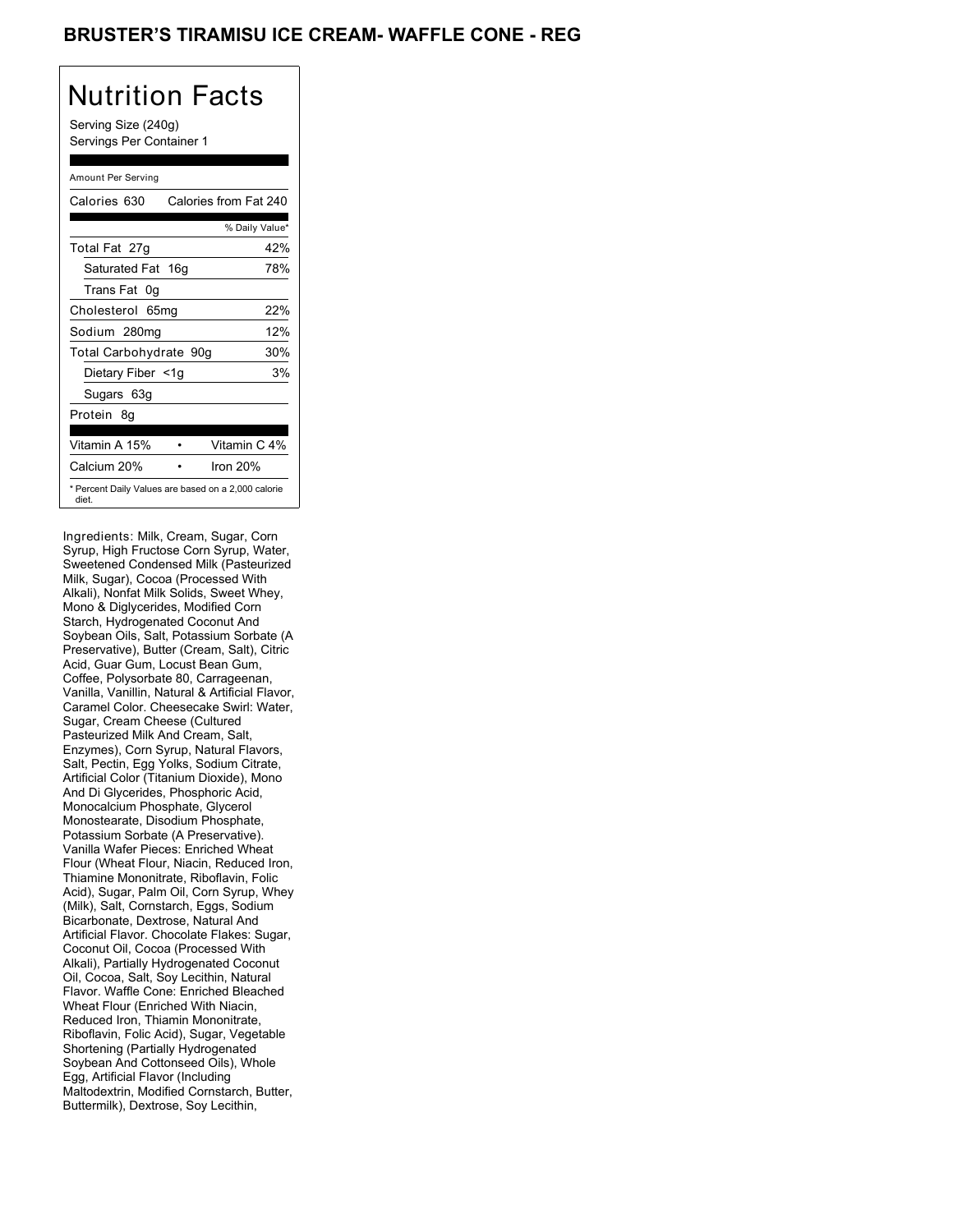## BRUSTER'S TIRAMISU ICE CREAM- WAFFLE CONE - REG

# Nutrition Facts

Serving Size (240g)
Servings Per Container 1

Amount Per Serving

| | |
|---|---|
| Calories 630 | Calories from Fat 240 |
| | % Daily Value* |
| Total Fat 27g | 42% |
| Saturated Fat 16g | 78% |
| Trans Fat 0g | |
| Cholesterol 65mg | 22% |
| Sodium 280mg | 12% |
| Total Carbohydrate 90g | 30% |
| Dietary Fiber <1g | 3% |
| Sugars 63g | |
| Protein 8g | |
| Vitamin A 15% • | Vitamin C 4% |
| Calcium 20% • | Iron 20% |

* Percent Daily Values are based on a 2,000 calorie diet.

Ingredients: Milk, Cream, Sugar, Corn Syrup, High Fructose Corn Syrup, Water, Sweetened Condensed Milk (Pasteurized Milk, Sugar), Cocoa (Processed With Alkali), Nonfat Milk Solids, Sweet Whey, Mono & Diglycerides, Modified Corn Starch, Hydrogenated Coconut And Soybean Oils, Salt, Potassium Sorbate (A Preservative), Butter (Cream, Salt), Citric Acid, Guar Gum, Locust Bean Gum, Coffee, Polysorbate 80, Carrageenan, Vanilla, Vanillin, Natural & Artificial Flavor, Caramel Color. Cheesecake Swirl: Water, Sugar, Cream Cheese (Cultured Pasteurized Milk And Cream, Salt, Enzymes), Corn Syrup, Natural Flavors, Salt, Pectin, Egg Yolks, Sodium Citrate, Artificial Color (Titanium Dioxide), Mono And Di Glycerides, Phosphoric Acid, Monocalcium Phosphate, Glycerol Monostearate, Disodium Phosphate, Potassium Sorbate (A Preservative). Vanilla Wafer Pieces: Enriched Wheat Flour (Wheat Flour, Niacin, Reduced Iron, Thiamine Mononitrate, Riboflavin, Folic Acid), Sugar, Palm Oil, Corn Syrup, Whey (Milk), Salt, Cornstarch, Eggs, Sodium Bicarbonate, Dextrose, Natural And Artificial Flavor. Chocolate Flakes: Sugar, Coconut Oil, Cocoa (Processed With Alkali), Partially Hydrogenated Coconut Oil, Cocoa, Salt, Soy Lecithin, Natural Flavor. Waffle Cone: Enriched Bleached Wheat Flour (Enriched With Niacin, Reduced Iron, Thiamin Mononitrate, Riboflavin, Folic Acid), Sugar, Vegetable Shortening (Partially Hydrogenated Soybean And Cottonseed Oils), Whole Egg, Artificial Flavor (Including Maltodextrin, Modified Cornstarch, Butter, Buttermilk), Dextrose, Soy Lecithin,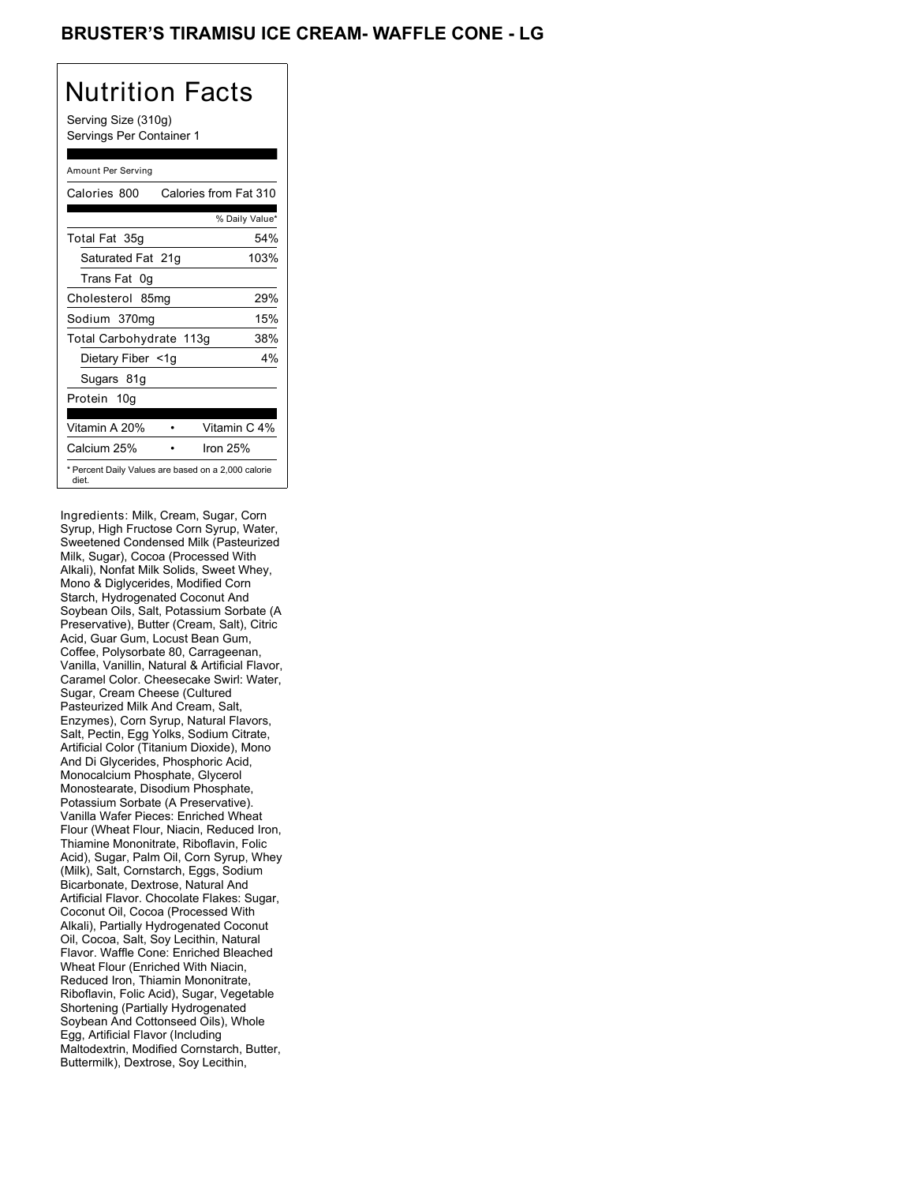## BRUSTER'S TIRAMISU ICE CREAM- WAFFLE CONE - LG

# Nutrition Facts

Serving Size (310g)
Servings Per Container 1

| Amount Per Serving | |
|---|---|
| Calories 800 | Calories from Fat 310 |
| | % Daily Value* |
| Total Fat 35g | 54% |
| Saturated Fat 21g | 103% |
| Trans Fat 0g | |
| Cholesterol 85mg | 29% |
| Sodium 370mg | 15% |
| Total Carbohydrate 113g | 38% |
| Dietary Fiber <1g | 4% |
| Sugars 81g | |
| Protein 10g | |
| Vitamin A 20% • | Vitamin C 4% |
| Calcium 25% • | Iron 25% |

* Percent Daily Values are based on a 2,000 calorie diet.

Ingredients: Milk, Cream, Sugar, Corn Syrup, High Fructose Corn Syrup, Water, Sweetened Condensed Milk (Pasteurized Milk, Sugar), Cocoa (Processed With Alkali), Nonfat Milk Solids, Sweet Whey, Mono & Diglycerides, Modified Corn Starch, Hydrogenated Coconut And Soybean Oils, Salt, Potassium Sorbate (A Preservative), Butter (Cream, Salt), Citric Acid, Guar Gum, Locust Bean Gum, Coffee, Polysorbate 80, Carrageenan, Vanilla, Vanillin, Natural & Artificial Flavor, Caramel Color. Cheesecake Swirl: Water, Sugar, Cream Cheese (Cultured Pasteurized Milk And Cream, Salt, Enzymes), Corn Syrup, Natural Flavors, Salt, Pectin, Egg Yolks, Sodium Citrate, Artificial Color (Titanium Dioxide), Mono And Di Glycerides, Phosphoric Acid, Monocalcium Phosphate, Glycerol Monostearate, Disodium Phosphate, Potassium Sorbate (A Preservative). Vanilla Wafer Pieces: Enriched Wheat Flour (Wheat Flour, Niacin, Reduced Iron, Thiamine Mononitrate, Riboflavin, Folic Acid), Sugar, Palm Oil, Corn Syrup, Whey (Milk), Salt, Cornstarch, Eggs, Sodium Bicarbonate, Dextrose, Natural And Artificial Flavor. Chocolate Flakes: Sugar, Coconut Oil, Cocoa (Processed With Alkali), Partially Hydrogenated Coconut Oil, Cocoa, Salt, Soy Lecithin, Natural Flavor. Waffle Cone: Enriched Bleached Wheat Flour (Enriched With Niacin, Reduced Iron, Thiamin Mononitrate, Riboflavin, Folic Acid), Sugar, Vegetable Shortening (Partially Hydrogenated Soybean And Cottonseed Oils), Whole Egg, Artificial Flavor (Including Maltodextrin, Modified Cornstarch, Butter, Buttermilk), Dextrose, Soy Lecithin,